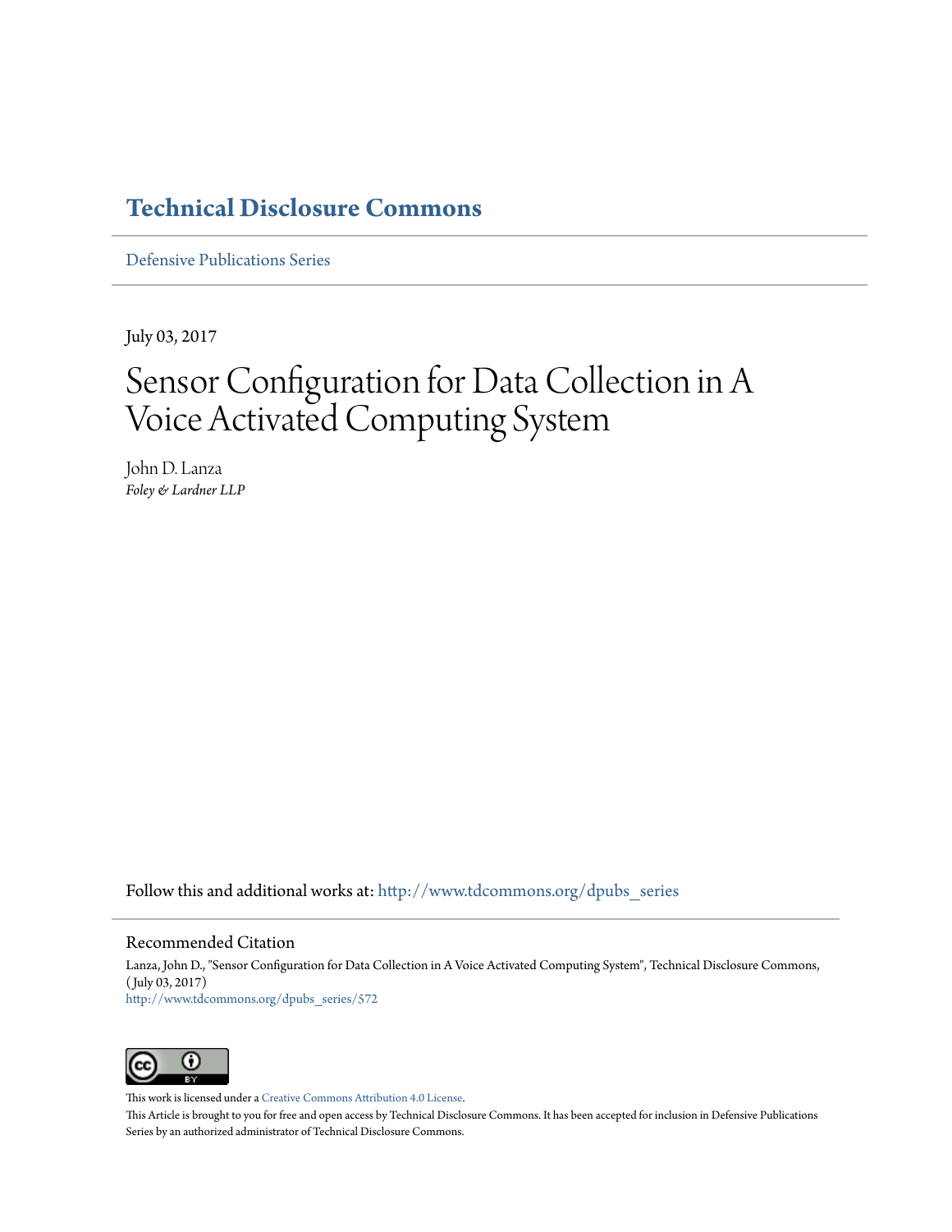# Technical Disclosure Commons

Defensive Publications Series

July 03, 2017

# Sensor Configuration for Data Collection in A Voice Activated Computing System

John D. Lanza

*Foley & Lardner LLP*

Follow this and additional works at: http://www.tdcommons.org/dpubs_series

## Recommended Citation

Lanza, John D., "Sensor Configuration for Data Collection in A Voice Activated Computing System", Technical Disclosure Commons, (July 03, 2017)
http://www.tdcommons.org/dpubs_series/572

This work is licensed under a Creative Commons Attribution 4.0 License.

This Article is brought to you for free and open access by Technical Disclosure Commons. It has been accepted for inclusion in Defensive Publications Series by an authorized administrator of Technical Disclosure Commons.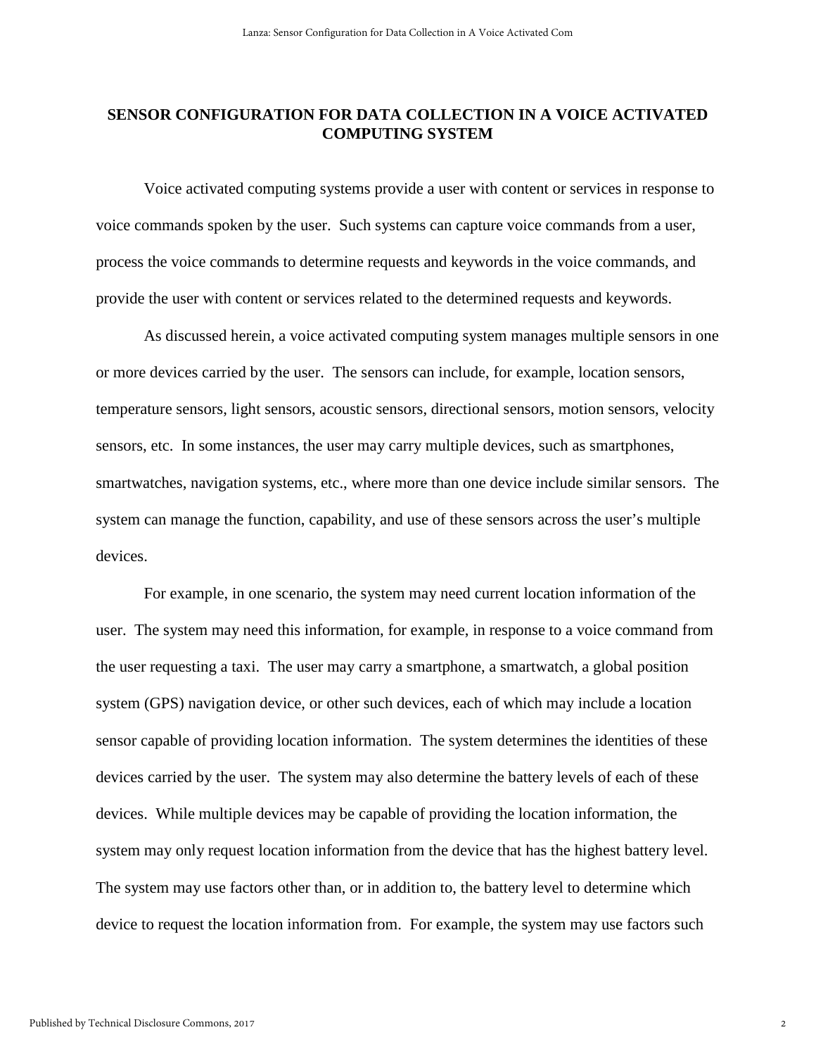# SENSOR CONFIGURATION FOR DATA COLLECTION IN A VOICE ACTIVATED COMPUTING SYSTEM

Voice activated computing systems provide a user with content or services in response to voice commands spoken by the user. Such systems can capture voice commands from a user, process the voice commands to determine requests and keywords in the voice commands, and provide the user with content or services related to the determined requests and keywords.

As discussed herein, a voice activated computing system manages multiple sensors in one or more devices carried by the user. The sensors can include, for example, location sensors, temperature sensors, light sensors, acoustic sensors, directional sensors, motion sensors, velocity sensors, etc. In some instances, the user may carry multiple devices, such as smartphones, smartwatches, navigation systems, etc., where more than one device include similar sensors. The system can manage the function, capability, and use of these sensors across the user's multiple devices.

For example, in one scenario, the system may need current location information of the user. The system may need this information, for example, in response to a voice command from the user requesting a taxi. The user may carry a smartphone, a smartwatch, a global position system (GPS) navigation device, or other such devices, each of which may include a location sensor capable of providing location information. The system determines the identities of these devices carried by the user. The system may also determine the battery levels of each of these devices. While multiple devices may be capable of providing the location information, the system may only request location information from the device that has the highest battery level. The system may use factors other than, or in addition to, the battery level to determine which device to request the location information from. For example, the system may use factors such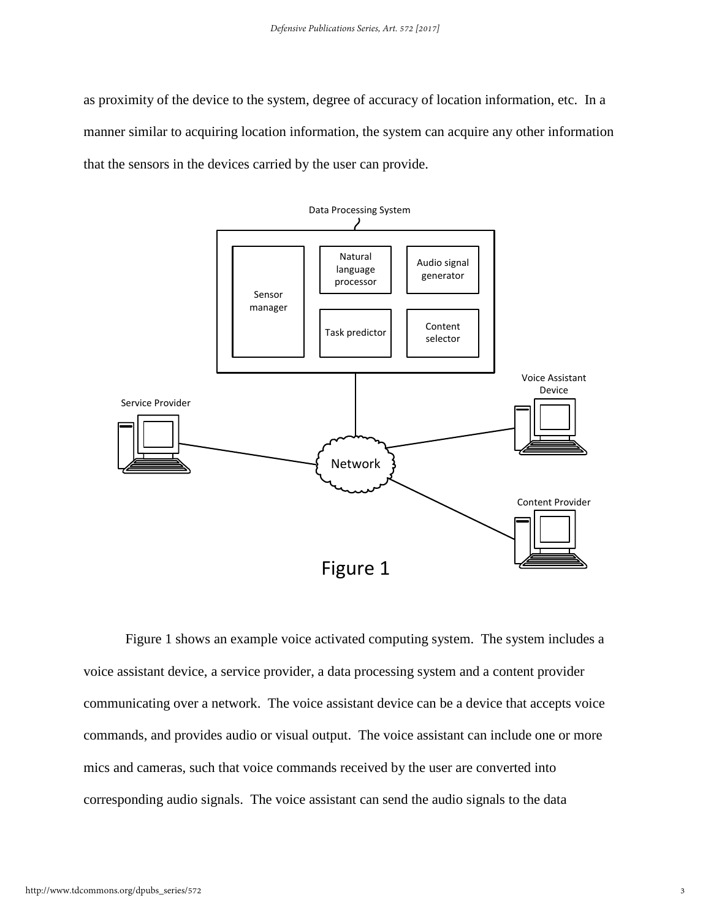as proximity of the device to the system, degree of accuracy of location information, etc. In a manner similar to acquiring location information, the system can acquire any other information that the sensors in the devices carried by the user can provide.

Figure 1

Figure 1 shows an example voice activated computing system. The system includes a voice assistant device, a service provider, a data processing system and a content provider communicating over a network. The voice assistant device can be a device that accepts voice commands, and provides audio or visual output. The voice assistant can include one or more mics and cameras, such that voice commands received by the user are converted into corresponding audio signals. The voice assistant can send the audio signals to the data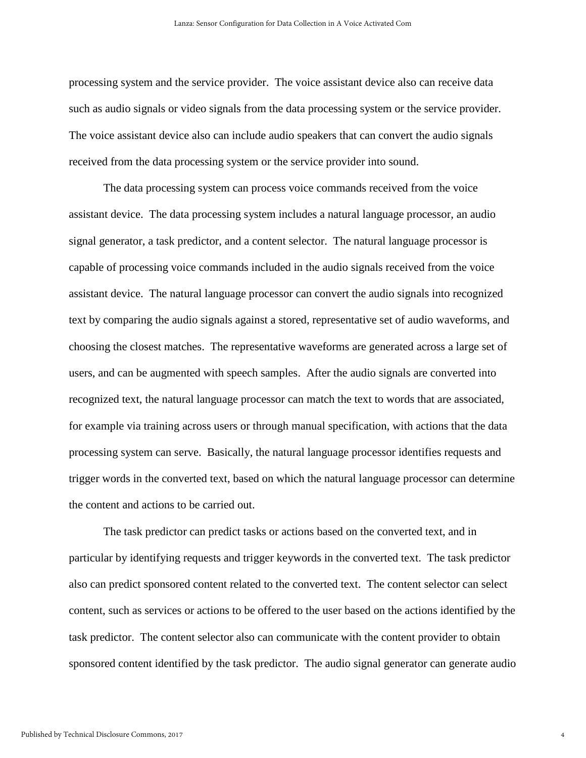processing system and the service provider. The voice assistant device also can receive data such as audio signals or video signals from the data processing system or the service provider. The voice assistant device also can include audio speakers that can convert the audio signals received from the data processing system or the service provider into sound.

The data processing system can process voice commands received from the voice assistant device. The data processing system includes a natural language processor, an audio signal generator, a task predictor, and a content selector. The natural language processor is capable of processing voice commands included in the audio signals received from the voice assistant device. The natural language processor can convert the audio signals into recognized text by comparing the audio signals against a stored, representative set of audio waveforms, and choosing the closest matches. The representative waveforms are generated across a large set of users, and can be augmented with speech samples. After the audio signals are converted into recognized text, the natural language processor can match the text to words that are associated, for example via training across users or through manual specification, with actions that the data processing system can serve. Basically, the natural language processor identifies requests and trigger words in the converted text, based on which the natural language processor can determine the content and actions to be carried out.

The task predictor can predict tasks or actions based on the converted text, and in particular by identifying requests and trigger keywords in the converted text. The task predictor also can predict sponsored content related to the converted text. The content selector can select content, such as services or actions to be offered to the user based on the actions identified by the task predictor. The content selector also can communicate with the content provider to obtain sponsored content identified by the task predictor. The audio signal generator can generate audio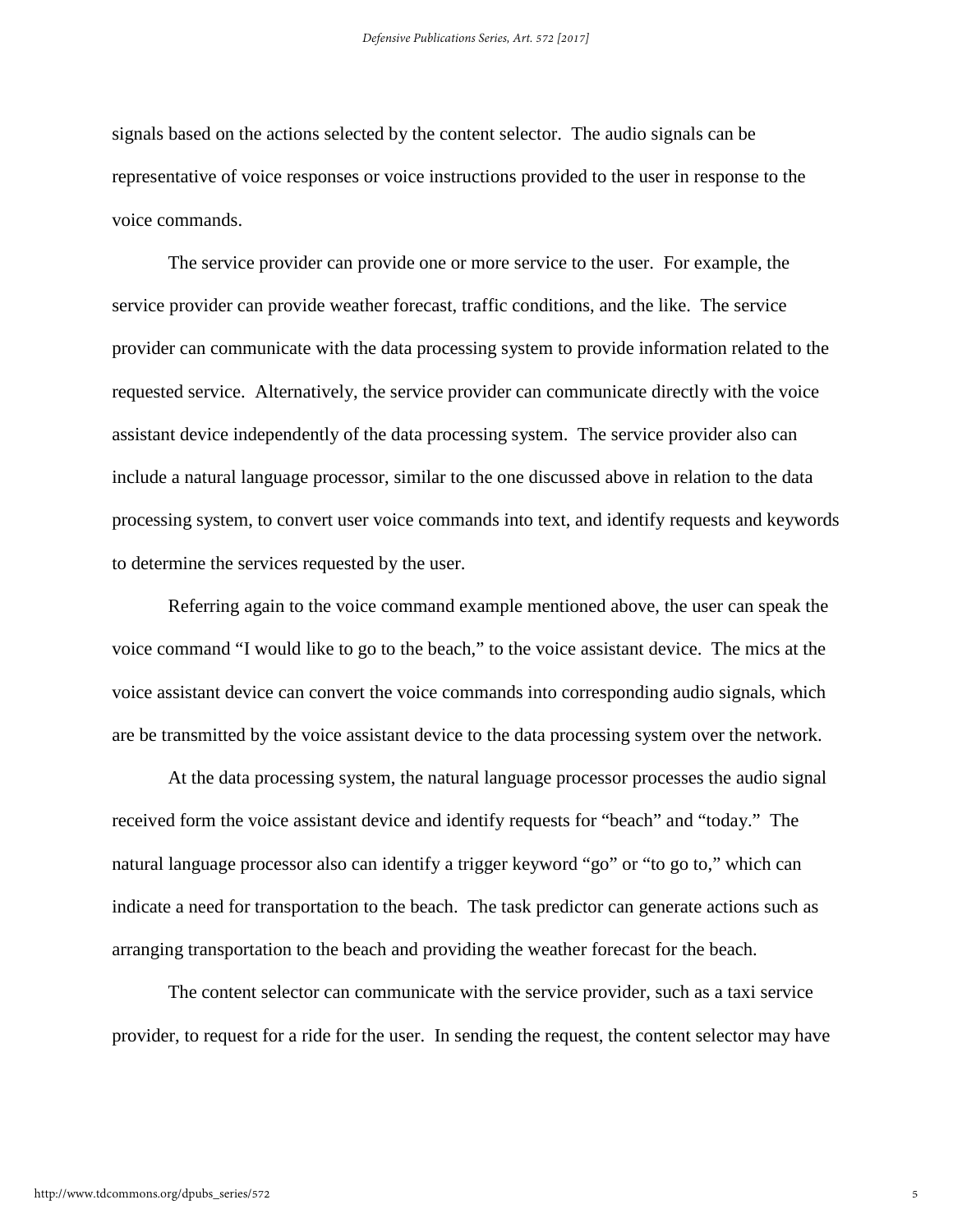signals based on the actions selected by the content selector. The audio signals can be representative of voice responses or voice instructions provided to the user in response to the voice commands.

The service provider can provide one or more service to the user. For example, the service provider can provide weather forecast, traffic conditions, and the like. The service provider can communicate with the data processing system to provide information related to the requested service. Alternatively, the service provider can communicate directly with the voice assistant device independently of the data processing system. The service provider also can include a natural language processor, similar to the one discussed above in relation to the data processing system, to convert user voice commands into text, and identify requests and keywords to determine the services requested by the user.

Referring again to the voice command example mentioned above, the user can speak the voice command "I would like to go to the beach," to the voice assistant device. The mics at the voice assistant device can convert the voice commands into corresponding audio signals, which are be transmitted by the voice assistant device to the data processing system over the network.

At the data processing system, the natural language processor processes the audio signal received form the voice assistant device and identify requests for "beach" and "today." The natural language processor also can identify a trigger keyword "go" or "to go to," which can indicate a need for transportation to the beach. The task predictor can generate actions such as arranging transportation to the beach and providing the weather forecast for the beach.

The content selector can communicate with the service provider, such as a taxi service provider, to request for a ride for the user. In sending the request, the content selector may have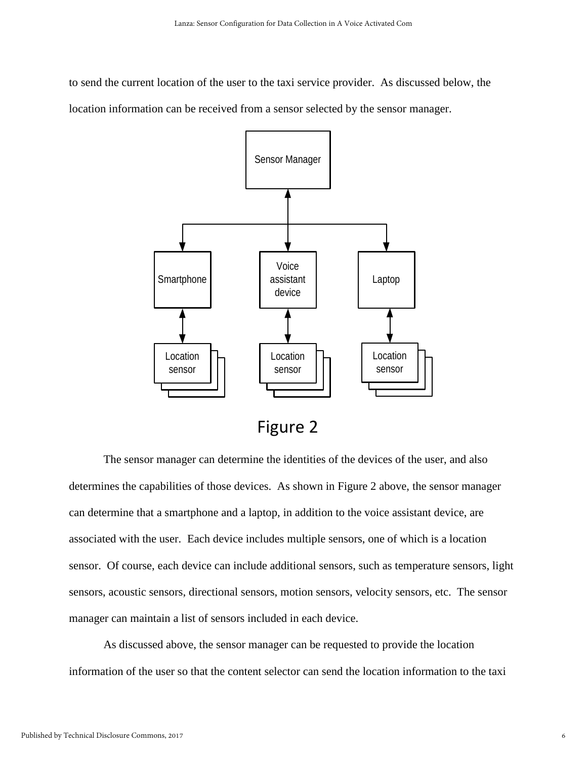to send the current location of the user to the taxi service provider. As discussed below, the location information can be received from a sensor selected by the sensor manager.

Figure 2

The sensor manager can determine the identities of the devices of the user, and also determines the capabilities of those devices. As shown in Figure 2 above, the sensor manager can determine that a smartphone and a laptop, in addition to the voice assistant device, are associated with the user. Each device includes multiple sensors, one of which is a location sensor. Of course, each device can include additional sensors, such as temperature sensors, light sensors, acoustic sensors, directional sensors, motion sensors, velocity sensors, etc. The sensor manager can maintain a list of sensors included in each device.

As discussed above, the sensor manager can be requested to provide the location information of the user so that the content selector can send the location information to the taxi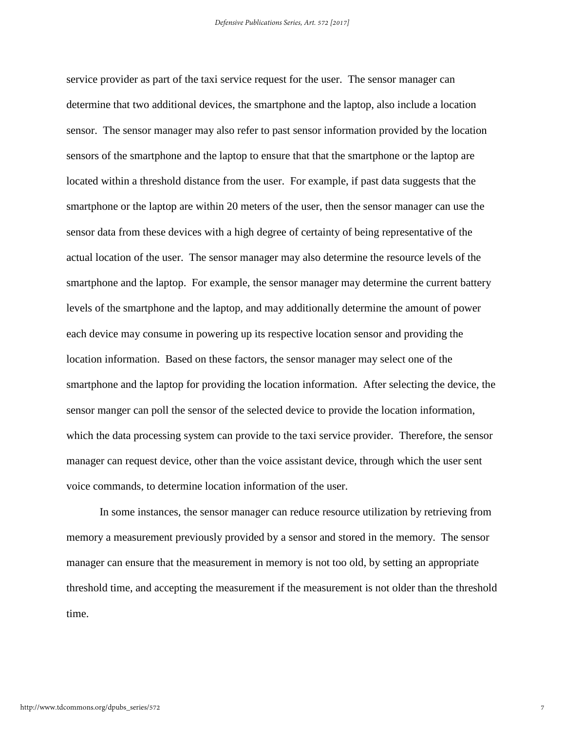service provider as part of the taxi service request for the user. The sensor manager can determine that two additional devices, the smartphone and the laptop, also include a location sensor. The sensor manager may also refer to past sensor information provided by the location sensors of the smartphone and the laptop to ensure that that the smartphone or the laptop are located within a threshold distance from the user. For example, if past data suggests that the smartphone or the laptop are within 20 meters of the user, then the sensor manager can use the sensor data from these devices with a high degree of certainty of being representative of the actual location of the user. The sensor manager may also determine the resource levels of the smartphone and the laptop. For example, the sensor manager may determine the current battery levels of the smartphone and the laptop, and may additionally determine the amount of power each device may consume in powering up its respective location sensor and providing the location information. Based on these factors, the sensor manager may select one of the smartphone and the laptop for providing the location information. After selecting the device, the sensor manger can poll the sensor of the selected device to provide the location information, which the data processing system can provide to the taxi service provider. Therefore, the sensor manager can request device, other than the voice assistant device, through which the user sent voice commands, to determine location information of the user.

In some instances, the sensor manager can reduce resource utilization by retrieving from memory a measurement previously provided by a sensor and stored in the memory. The sensor manager can ensure that the measurement in memory is not too old, by setting an appropriate threshold time, and accepting the measurement if the measurement is not older than the threshold time.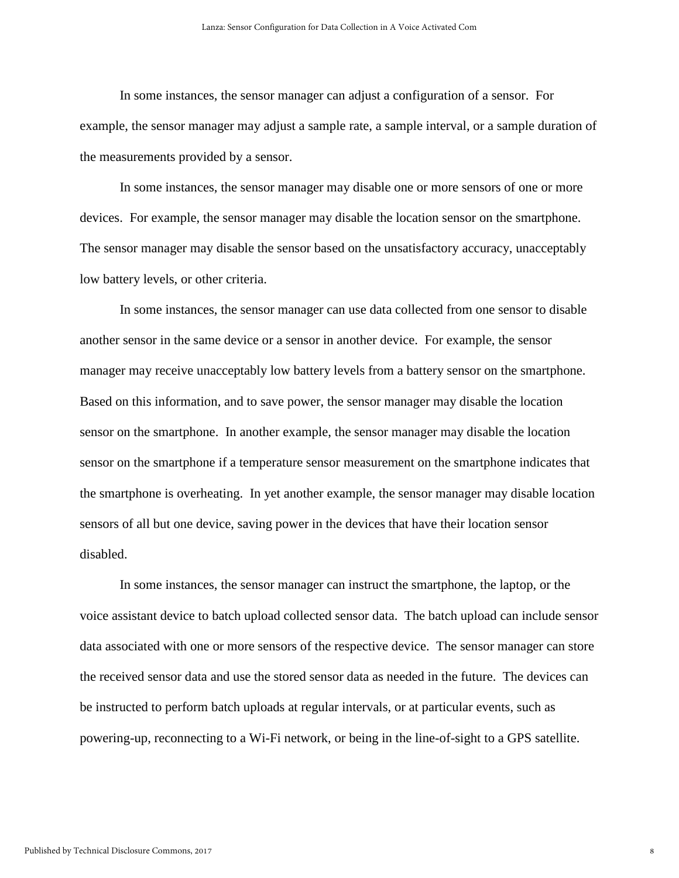In some instances, the sensor manager can adjust a configuration of a sensor. For example, the sensor manager may adjust a sample rate, a sample interval, or a sample duration of the measurements provided by a sensor.

In some instances, the sensor manager may disable one or more sensors of one or more devices. For example, the sensor manager may disable the location sensor on the smartphone. The sensor manager may disable the sensor based on the unsatisfactory accuracy, unacceptably low battery levels, or other criteria.

In some instances, the sensor manager can use data collected from one sensor to disable another sensor in the same device or a sensor in another device. For example, the sensor manager may receive unacceptably low battery levels from a battery sensor on the smartphone. Based on this information, and to save power, the sensor manager may disable the location sensor on the smartphone. In another example, the sensor manager may disable the location sensor on the smartphone if a temperature sensor measurement on the smartphone indicates that the smartphone is overheating. In yet another example, the sensor manager may disable location sensors of all but one device, saving power in the devices that have their location sensor disabled.

In some instances, the sensor manager can instruct the smartphone, the laptop, or the voice assistant device to batch upload collected sensor data. The batch upload can include sensor data associated with one or more sensors of the respective device. The sensor manager can store the received sensor data and use the stored sensor data as needed in the future. The devices can be instructed to perform batch uploads at regular intervals, or at particular events, such as powering-up, reconnecting to a Wi-Fi network, or being in the line-of-sight to a GPS satellite.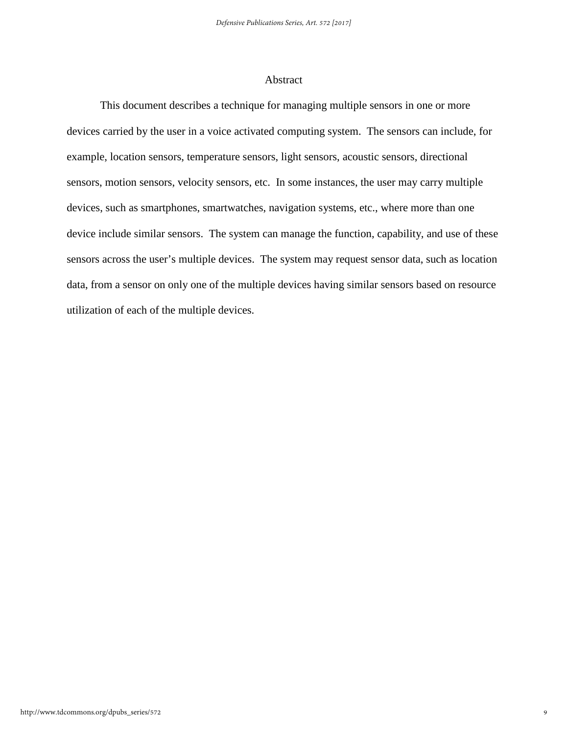## Abstract

This document describes a technique for managing multiple sensors in one or more devices carried by the user in a voice activated computing system. The sensors can include, for example, location sensors, temperature sensors, light sensors, acoustic sensors, directional sensors, motion sensors, velocity sensors, etc. In some instances, the user may carry multiple devices, such as smartphones, smartwatches, navigation systems, etc., where more than one device include similar sensors. The system can manage the function, capability, and use of these sensors across the user's multiple devices. The system may request sensor data, such as location data, from a sensor on only one of the multiple devices having similar sensors based on resource utilization of each of the multiple devices.